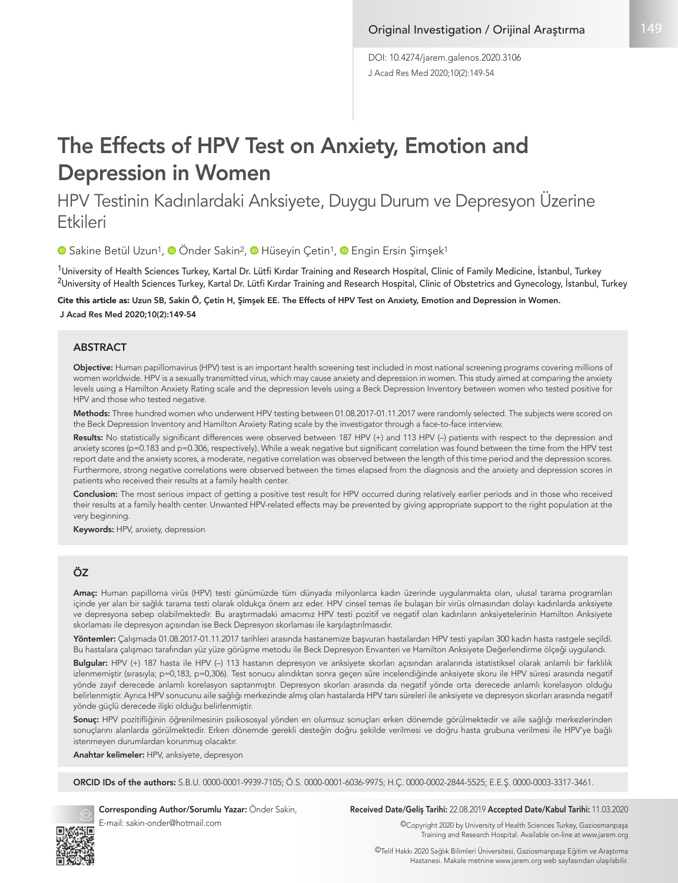Original Investigation / Orijinal Araştırma

DOI: 10.4274/jarem.galenos.2020.3106

# The Effects of HPV Test on Anxiety, Emotion and Depression in Women

## HPV Testinin Kadınlardaki Anksiyete, Duygu Durum ve Depresyon Üzerine Etkileri

Sakine Betül Uzun[1], Önder Sakin[2], Hüseyin Çetin[1], Engin Ersin Şimşek[1]

[1]University of Health Sciences Turkey, Kartal Dr. Lütfi Kırdar Training and Research Hospital, Clinic of Family Medicine, İstanbul, Turkey
[2]University of Health Sciences Turkey, Kartal Dr. Lütfi Kırdar Training and Research Hospital, Clinic of Obstetrics and Gynecology, İstanbul, Turkey

**Cite this article as: Uzun SB, Sakin Ö, Çetin H, Şimşek EE. The Effects of HPV Test on Anxiety, Emotion and Depression in Women. J Acad Res Med 2020;10(2):149-54**

## ABSTRACT

**Objective:** Human papillomavirus (HPV) test is an important health screening test included in most national screening programs covering millions of women worldwide. HPV is a sexually transmitted virus, which may cause anxiety and depression in women. This study aimed at comparing the anxiety levels using a Hamilton Anxiety Rating scale and the depression levels using a Beck Depression Inventory between women who tested positive for HPV and those who tested negative.

**Methods:** Three hundred women who underwent HPV testing between 01.08.2017-01.11.2017 were randomly selected. The subjects were scored on the Beck Depression Inventory and Hamilton Anxiety Rating scale by the investigator through a face-to-face interview.

**Results:** No statistically significant differences were observed between 187 HPV (+) and 113 HPV (–) patients with respect to the depression and anxiety scores (p=0.183 and p=0.306, respectively). While a weak negative but significant correlation was found between the time from the HPV test report date and the anxiety scores, a moderate, negative correlation was observed between the length of this time period and the depression scores. Furthermore, strong negative correlations were observed between the times elapsed from the diagnosis and the anxiety and depression scores in patients who received their results at a family health center.

**Conclusion:** The most serious impact of getting a positive test result for HPV occurred during relatively earlier periods and in those who received their results at a family health center. Unwanted HPV-related effects may be prevented by giving appropriate support to the right population at the very beginning.

**Keywords:** HPV, anxiety, depression

## ÖZ

**Amaç:** Human papilloma virüs (HPV) testi günümüzde tüm dünyada milyonlarca kadın üzerinde uygulanmakta olan, ulusal tarama programları içinde yer alan bir sağlık tarama testi olarak oldukça önem arz eder. HPV cinsel temas ile bulaşan bir virüs olmasından dolayı kadınlarda anksiyete ve depresyona sebep olabilmektedir. Bu araştırmadaki amacımız HPV testi pozitif ve negatif olan kadınların anksiyetelerinin Hamilton Anksiyete skorlaması ile depresyon açısından ise Beck Depresyon skorlaması ile karşılaştırılmasıdır.

**Yöntemler:** Çalışmada 01.08.2017-01.11.2017 tarihleri arasında hastanemize başvuran hastalardan HPV testi yapılan 300 kadın hasta rastgele seçildi. Bu hastalara çalışmacı tarafından yüz yüze görüşme metodu ile Beck Depresyon Envanteri ve Hamilton Anksiyete Değerlendirme ölçeği uygulandı.

**Bulgular:** HPV (+) 187 hasta ile HPV (–) 113 hastanın depresyon ve anksiyete skorları açısından aralarında istatistiksel olarak anlamlı bir farklılık izlenmemiştir (sırasıyla; p=0,183, p=0,306). Test sonucu alındıktan sonra geçen süre incelendiğinde anksiyete skoru ile HPV süresi arasında negatif yönde zayıf derecede anlamlı korelasyon saptanmıştır. Depresyon skorları arasında da negatif yönde orta derecede anlamlı korelasyon olduğu belirlenmiştir. Ayrıca HPV sonucunu aile sağlığı merkezinde almış olan hastalarda HPV tanı süreleri ile anksiyete ve depresyon skorları arasında negatif yönde güçlü derecede ilişki olduğu belirlenmiştir.

**Sonuç:** HPV pozitifliğinin öğrenilmesinin psikososyal yönden en olumsuz sonuçları erken dönemde görülmektedir ve aile sağlığı merkezlerinden sonuçlarını alanlarda görülmektedir. Erken dönemde gerekli desteğin doğru şekilde verilmesi ve doğru hasta grubuna verilmesi ile HPV'ye bağlı istenmeyen durumlardan korunmuş olacaktır.

**Anahtar kelimeler:** HPV, anksiyete, depresyon

**ORCID IDs of the authors:** S.B.U. 0000-0001-9939-7105; Ö.S. 0000-0001-6036-9975; H.Ç. 0000-0002-2844-5525; E.E.Ş. 0000-0003-3317-3461.

**Corresponding Author/Sorumlu Yazar:** Önder Sakin,
E-mail: sakin-onder@hotmail.com

**Received Date/Geliş Tarihi:** 22.08.2019 **Accepted Date/Kabul Tarihi:** 11.03.2020

©Copyright 2020 by University of Health Sciences Turkey, Gaziosmanpaşa Training and Research Hospital. Available on-line at www.jarem.org

©Telif Hakkı 2020 Sağlık Bilimleri Üniversitesi, Gaziosmanpaşa Eğitim ve Araştırma Hastanesi. Makale metnine www.jarem.org web sayfasından ulaşılabilir.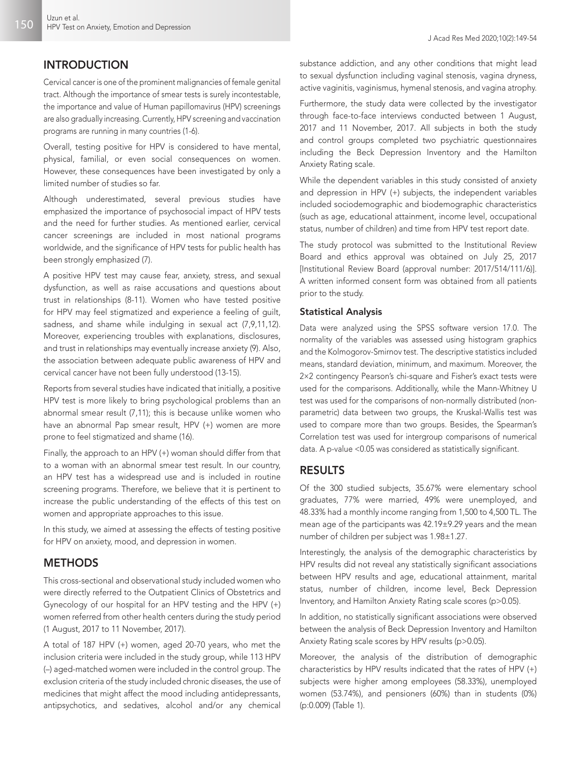## INTRODUCTION

Cervical cancer is one of the prominent malignancies of female genital tract. Although the importance of smear tests is surely incontestable, the importance and value of Human papillomavirus (HPV) screenings are also gradually increasing. Currently, HPV screening and vaccination programs are running in many countries (1-6).

Overall, testing positive for HPV is considered to have mental, physical, familial, or even social consequences on women. However, these consequences have been investigated by only a limited number of studies so far.

Although underestimated, several previous studies have emphasized the importance of psychosocial impact of HPV tests and the need for further studies. As mentioned earlier, cervical cancer screenings are included in most national programs worldwide, and the significance of HPV tests for public health has been strongly emphasized (7).

A positive HPV test may cause fear, anxiety, stress, and sexual dysfunction, as well as raise accusations and questions about trust in relationships (8-11). Women who have tested positive for HPV may feel stigmatized and experience a feeling of guilt, sadness, and shame while indulging in sexual act (7,9,11,12). Moreover, experiencing troubles with explanations, disclosures, and trust in relationships may eventually increase anxiety (9). Also, the association between adequate public awareness of HPV and cervical cancer have not been fully understood (13-15).

Reports from several studies have indicated that initially, a positive HPV test is more likely to bring psychological problems than an abnormal smear result (7,11); this is because unlike women who have an abnormal Pap smear result, HPV (+) women are more prone to feel stigmatized and shame (16).

Finally, the approach to an HPV (+) woman should differ from that to a woman with an abnormal smear test result. In our country, an HPV test has a widespread use and is included in routine screening programs. Therefore, we believe that it is pertinent to increase the public understanding of the effects of this test on women and appropriate approaches to this issue.

In this study, we aimed at assessing the effects of testing positive for HPV on anxiety, mood, and depression in women.

## METHODS

This cross-sectional and observational study included women who were directly referred to the Outpatient Clinics of Obstetrics and Gynecology of our hospital for an HPV testing and the HPV (+) women referred from other health centers during the study period (1 August, 2017 to 11 November, 2017).

A total of 187 HPV (+) women, aged 20-70 years, who met the inclusion criteria were included in the study group, while 113 HPV (–) aged-matched women were included in the control group. The exclusion criteria of the study included chronic diseases, the use of medicines that might affect the mood including antidepressants, antipsychotics, and sedatives, alcohol and/or any chemical substance addiction, and any other conditions that might lead to sexual dysfunction including vaginal stenosis, vagina dryness, active vaginitis, vaginismus, hymenal stenosis, and vagina atrophy.

Furthermore, the study data were collected by the investigator through face-to-face interviews conducted between 1 August, 2017 and 11 November, 2017. All subjects in both the study and control groups completed two psychiatric questionnaires including the Beck Depression Inventory and the Hamilton Anxiety Rating scale.

While the dependent variables in this study consisted of anxiety and depression in HPV (+) subjects, the independent variables included sociodemographic and biodemographic characteristics (such as age, educational attainment, income level, occupational status, number of children) and time from HPV test report date.

The study protocol was submitted to the Institutional Review Board and ethics approval was obtained on July 25, 2017 [Institutional Review Board (approval number: 2017/514/111/6)]. A written informed consent form was obtained from all patients prior to the study.

### Statistical Analysis

Data were analyzed using the SPSS software version 17.0. The normality of the variables was assessed using histogram graphics and the Kolmogorov-Smirnov test. The descriptive statistics included means, standard deviation, minimum, and maximum. Moreover, the 2×2 contingency Pearson's chi-square and Fisher's exact tests were used for the comparisons. Additionally, while the Mann-Whitney U test was used for the comparisons of non-normally distributed (non-parametric) data between two groups, the Kruskal-Wallis test was used to compare more than two groups. Besides, the Spearman's Correlation test was used for intergroup comparisons of numerical data. A p-value <0.05 was considered as statistically significant.

## RESULTS

Of the 300 studied subjects, 35.67% were elementary school graduates, 77% were married, 49% were unemployed, and 48.33% had a monthly income ranging from 1,500 to 4,500 TL. The mean age of the participants was 42.19±9.29 years and the mean number of children per subject was 1.98±1.27.

Interestingly, the analysis of the demographic characteristics by HPV results did not reveal any statistically significant associations between HPV results and age, educational attainment, marital status, number of children, income level, Beck Depression Inventory, and Hamilton Anxiety Rating scale scores (p>0.05).

In addition, no statistically significant associations were observed between the analysis of Beck Depression Inventory and Hamilton Anxiety Rating scale scores by HPV results (p>0.05).

Moreover, the analysis of the distribution of demographic characteristics by HPV results indicated that the rates of HPV (+) subjects were higher among employees (58.33%), unemployed women (53.74%), and pensioners (60%) than in students (0%) (p:0.009) (Table 1).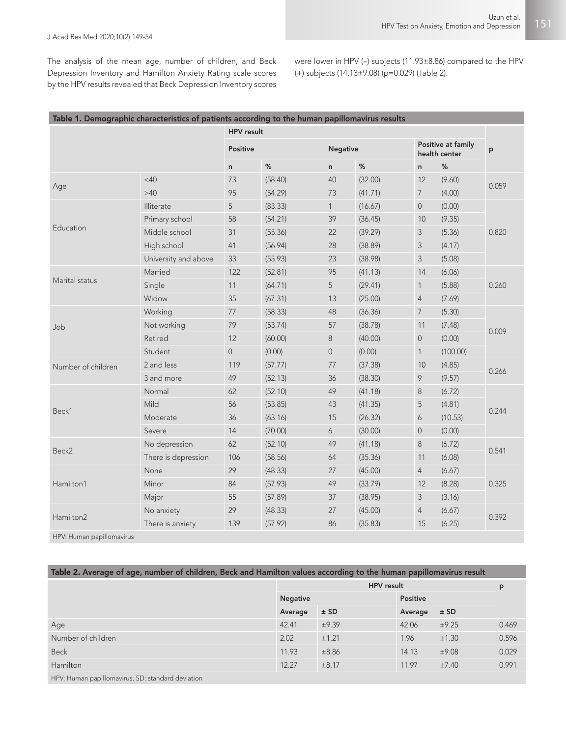The analysis of the mean age, number of children, and Beck Depression Inventory and Hamilton Anxiety Rating scale scores by the HPV results revealed that Beck Depression Inventory scores were lower in HPV (–) subjects (11.93±8.86) compared to the HPV (+) subjects (14.13±9.08) (p=0.029) (Table 2).

**Table 1.** Demographic characteristics of patients according to the human papillomavirus results

| | | HPV result | | | | | | p |
|---|---|---|---|---|---|---|---|---|
| | | Positive | | Negative | | Positive at family health center | | |
| | | n | % | n | % | n | % | |
| Age | <40 | 73 | (58.40) | 40 | (32.00) | 12 | (9.60) | 0.059 |
| | >40 | 95 | (54.29) | 73 | (41.71) | 7 | (4.00) | |
| Education | Illiterate | 5 | (83.33) | 1 | (16.67) | 0 | (0.00) | 0.820 |
| | Primary school | 58 | (54.21) | 39 | (36.45) | 10 | (9.35) | |
| | Middle school | 31 | (55.36) | 22 | (39.29) | 3 | (5.36) | |
| | High school | 41 | (56.94) | 28 | (38.89) | 3 | (4.17) | |
| | University and above | 33 | (55.93) | 23 | (38.98) | 3 | (5.08) | |
| Marital status | Married | 122 | (52.81) | 95 | (41.13) | 14 | (6.06) | 0.260 |
| | Single | 11 | (64.71) | 5 | (29.41) | 1 | (5.88) | |
| | Widow | 35 | (67.31) | 13 | (25.00) | 4 | (7.69) | |
| Job | Working | 77 | (58.33) | 48 | (36.36) | 7 | (5.30) | 0.009 |
| | Not working | 79 | (53.74) | 57 | (38.78) | 11 | (7.48) | |
| | Retired | 12 | (60.00) | 8 | (40.00) | 0 | (0.00) | |
| | Student | 0 | (0.00) | 0 | (0.00) | 1 | (100.00) | |
| Number of children | 2 and less | 119 | (57.77) | 77 | (37.38) | 10 | (4.85) | 0.266 |
| | 3 and more | 49 | (52.13) | 36 | (38.30) | 9 | (9.57) | |
| Beck1 | Normal | 62 | (52.10) | 49 | (41.18) | 8 | (6.72) | 0.244 |
| | Mild | 56 | (53.85) | 43 | (41.35) | 5 | (4.81) | |
| | Moderate | 36 | (63.16) | 15 | (26.32) | 6 | (10.53) | |
| | Severe | 14 | (70.00) | 6 | (30.00) | 0 | (0.00) | |
| Beck2 | No depression | 62 | (52.10) | 49 | (41.18) | 8 | (6.72) | 0.541 |
| | There is depression | 106 | (58.56) | 64 | (35.36) | 11 | (6.08) | |
| Hamilton1 | None | 29 | (48.33) | 27 | (45.00) | 4 | (6.67) | 0.325 |
| | Minor | 84 | (57.93) | 49 | (33.79) | 12 | (8.28) | |
| | Major | 55 | (57.89) | 37 | (38.95) | 3 | (3.16) | |
| Hamilton2 | No anxiety | 29 | (48.33) | 27 | (45.00) | 4 | (6.67) | 0.392 |
| | There is anxiety | 139 | (57.92) | 86 | (35.83) | 15 | (6.25) | |

HPV: Human papillomavirus

**Table 2.** Average of age, number of children, Beck and Hamilton values according to the human papillomavirus result

| | HPV result | | | | p |
|---|---|---|---|---|---|
| | Negative | | Positive | | |
| | Average | ± SD | Average | ± SD | |
| Age | 42.41 | ±9.39 | 42.06 | ±9.25 | 0.469 |
| Number of children | 2.02 | ±1.21 | 1.96 | ±1.30 | 0.596 |
| Beck | 11.93 | ±8.86 | 14.13 | ±9.08 | 0.029 |
| Hamilton | 12.27 | ±8.17 | 11.97 | ±7.40 | 0.991 |

HPV: Human papillomavirus, SD: standard deviation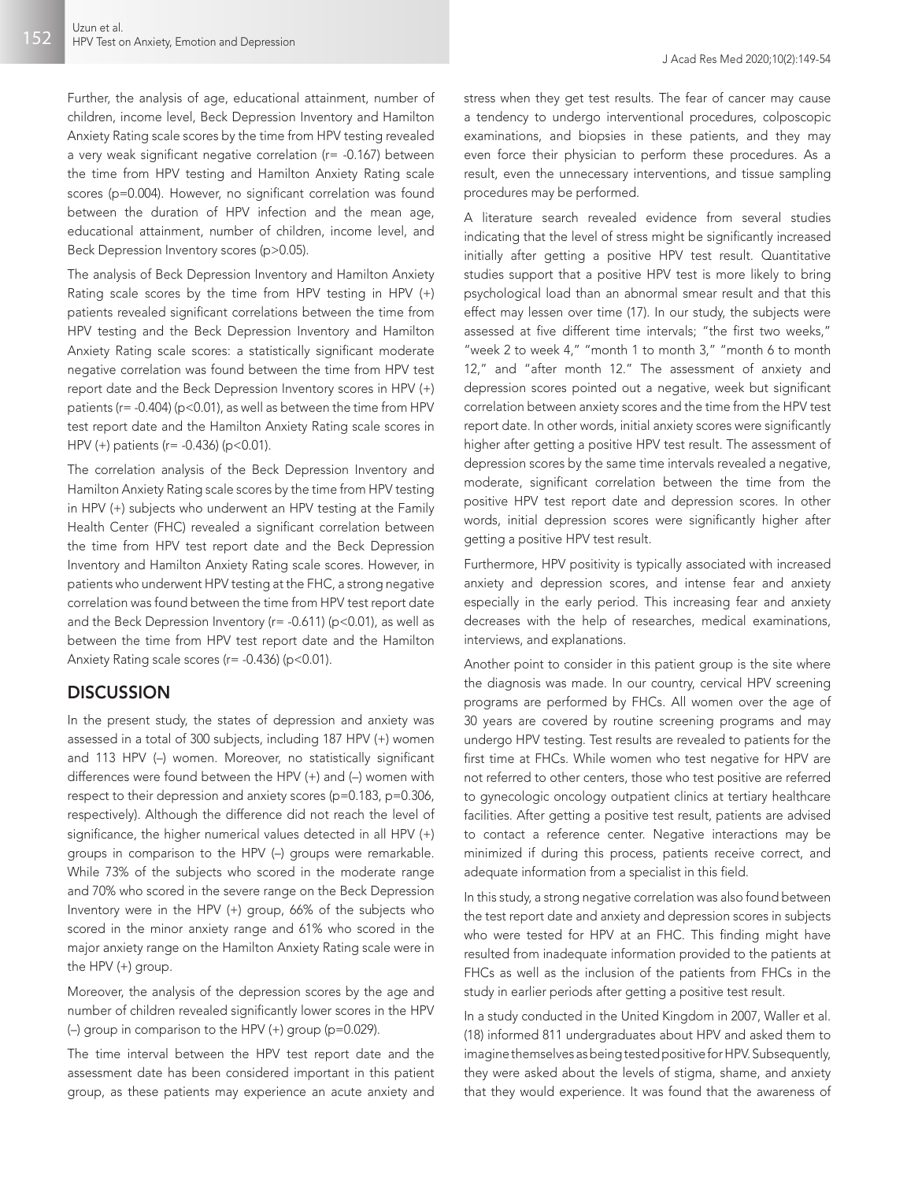Further, the analysis of age, educational attainment, number of children, income level, Beck Depression Inventory and Hamilton Anxiety Rating scale scores by the time from HPV testing revealed a very weak significant negative correlation (r= -0.167) between the time from HPV testing and Hamilton Anxiety Rating scale scores (p=0.004). However, no significant correlation was found between the duration of HPV infection and the mean age, educational attainment, number of children, income level, and Beck Depression Inventory scores (p>0.05).

The analysis of Beck Depression Inventory and Hamilton Anxiety Rating scale scores by the time from HPV testing in HPV (+) patients revealed significant correlations between the time from HPV testing and the Beck Depression Inventory and Hamilton Anxiety Rating scale scores: a statistically significant moderate negative correlation was found between the time from HPV test report date and the Beck Depression Inventory scores in HPV (+) patients (r= -0.404) (p<0.01), as well as between the time from HPV test report date and the Hamilton Anxiety Rating scale scores in HPV (+) patients (r= -0.436) (p<0.01).

The correlation analysis of the Beck Depression Inventory and Hamilton Anxiety Rating scale scores by the time from HPV testing in HPV (+) subjects who underwent an HPV testing at the Family Health Center (FHC) revealed a significant correlation between the time from HPV test report date and the Beck Depression Inventory and Hamilton Anxiety Rating scale scores. However, in patients who underwent HPV testing at the FHC, a strong negative correlation was found between the time from HPV test report date and the Beck Depression Inventory (r= -0.611) (p<0.01), as well as between the time from HPV test report date and the Hamilton Anxiety Rating scale scores (r= -0.436) (p<0.01).

## DISCUSSION

In the present study, the states of depression and anxiety was assessed in a total of 300 subjects, including 187 HPV (+) women and 113 HPV (–) women. Moreover, no statistically significant differences were found between the HPV (+) and (–) women with respect to their depression and anxiety scores (p=0.183, p=0.306, respectively). Although the difference did not reach the level of significance, the higher numerical values detected in all HPV (+) groups in comparison to the HPV (–) groups were remarkable. While 73% of the subjects who scored in the moderate range and 70% who scored in the severe range on the Beck Depression Inventory were in the HPV (+) group, 66% of the subjects who scored in the minor anxiety range and 61% who scored in the major anxiety range on the Hamilton Anxiety Rating scale were in the HPV (+) group.

Moreover, the analysis of the depression scores by the age and number of children revealed significantly lower scores in the HPV (–) group in comparison to the HPV (+) group (p=0.029).

The time interval between the HPV test report date and the assessment date has been considered important in this patient group, as these patients may experience an acute anxiety and stress when they get test results. The fear of cancer may cause a tendency to undergo interventional procedures, colposcopic examinations, and biopsies in these patients, and they may even force their physician to perform these procedures. As a result, even the unnecessary interventions, and tissue sampling procedures may be performed.

A literature search revealed evidence from several studies indicating that the level of stress might be significantly increased initially after getting a positive HPV test result. Quantitative studies support that a positive HPV test is more likely to bring psychological load than an abnormal smear result and that this effect may lessen over time (17). In our study, the subjects were assessed at five different time intervals; "the first two weeks," "week 2 to week 4," "month 1 to month 3," "month 6 to month 12," and "after month 12." The assessment of anxiety and depression scores pointed out a negative, week but significant correlation between anxiety scores and the time from the HPV test report date. In other words, initial anxiety scores were significantly higher after getting a positive HPV test result. The assessment of depression scores by the same time intervals revealed a negative, moderate, significant correlation between the time from the positive HPV test report date and depression scores. In other words, initial depression scores were significantly higher after getting a positive HPV test result.

Furthermore, HPV positivity is typically associated with increased anxiety and depression scores, and intense fear and anxiety especially in the early period. This increasing fear and anxiety decreases with the help of researches, medical examinations, interviews, and explanations.

Another point to consider in this patient group is the site where the diagnosis was made. In our country, cervical HPV screening programs are performed by FHCs. All women over the age of 30 years are covered by routine screening programs and may undergo HPV testing. Test results are revealed to patients for the first time at FHCs. While women who test negative for HPV are not referred to other centers, those who test positive are referred to gynecologic oncology outpatient clinics at tertiary healthcare facilities. After getting a positive test result, patients are advised to contact a reference center. Negative interactions may be minimized if during this process, patients receive correct, and adequate information from a specialist in this field.

In this study, a strong negative correlation was also found between the test report date and anxiety and depression scores in subjects who were tested for HPV at an FHC. This finding might have resulted from inadequate information provided to the patients at FHCs as well as the inclusion of the patients from FHCs in the study in earlier periods after getting a positive test result.

In a study conducted in the United Kingdom in 2007, Waller et al. (18) informed 811 undergraduates about HPV and asked them to imagine themselves as being tested positive for HPV. Subsequently, they were asked about the levels of stigma, shame, and anxiety that they would experience. It was found that the awareness of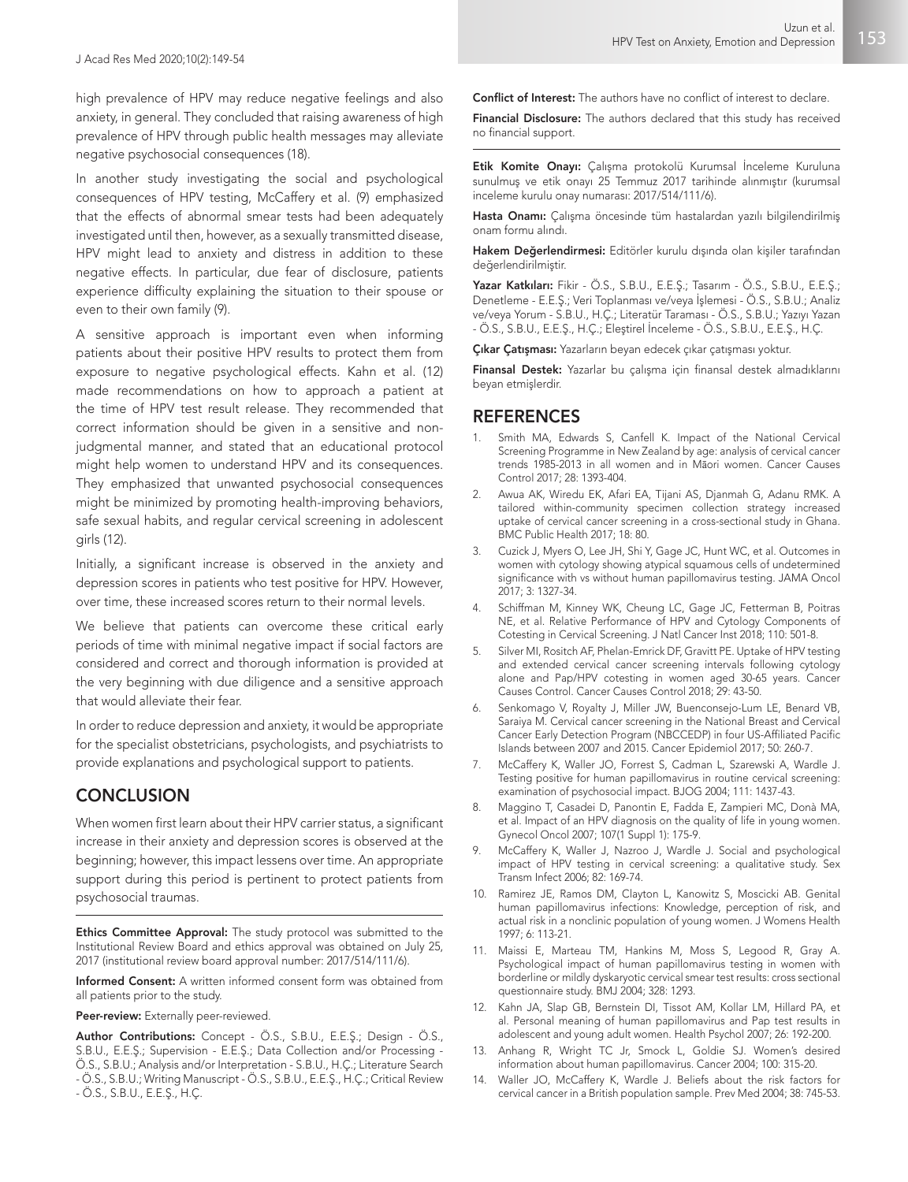high prevalence of HPV may reduce negative feelings and also anxiety, in general. They concluded that raising awareness of high prevalence of HPV through public health messages may alleviate negative psychosocial consequences (18).

In another study investigating the social and psychological consequences of HPV testing, McCaffery et al. (9) emphasized that the effects of abnormal smear tests had been adequately investigated until then, however, as a sexually transmitted disease, HPV might lead to anxiety and distress in addition to these negative effects. In particular, due fear of disclosure, patients experience difficulty explaining the situation to their spouse or even to their own family (9).

A sensitive approach is important even when informing patients about their positive HPV results to protect them from exposure to negative psychological effects. Kahn et al. (12) made recommendations on how to approach a patient at the time of HPV test result release. They recommended that correct information should be given in a sensitive and non-judgmental manner, and stated that an educational protocol might help women to understand HPV and its consequences. They emphasized that unwanted psychosocial consequences might be minimized by promoting health-improving behaviors, safe sexual habits, and regular cervical screening in adolescent girls (12).

Initially, a significant increase is observed in the anxiety and depression scores in patients who test positive for HPV. However, over time, these increased scores return to their normal levels.

We believe that patients can overcome these critical early periods of time with minimal negative impact if social factors are considered and correct and thorough information is provided at the very beginning with due diligence and a sensitive approach that would alleviate their fear.

In order to reduce depression and anxiety, it would be appropriate for the specialist obstetricians, psychologists, and psychiatrists to provide explanations and psychological support to patients.

## CONCLUSION

When women first learn about their HPV carrier status, a significant increase in their anxiety and depression scores is observed at the beginning; however, this impact lessens over time. An appropriate support during this period is pertinent to protect patients from psychosocial traumas.

**Ethics Committee Approval:** The study protocol was submitted to the Institutional Review Board and ethics approval was obtained on July 25, 2017 (institutional review board approval number: 2017/514/111/6).

**Informed Consent:** A written informed consent form was obtained from all patients prior to the study.

**Peer-review:** Externally peer-reviewed.

**Author Contributions:** Concept - Ö.S., S.B.U., E.E.Ş.; Design - Ö.S., S.B.U., E.E.Ş.; Supervision - E.E.Ş.; Data Collection and/or Processing - Ö.S., S.B.U.; Analysis and/or Interpretation - S.B.U., H.Ç.; Literature Search - Ö.S., S.B.U.; Writing Manuscript - Ö.S., S.B.U., E.E.Ş., H.Ç.; Critical Review - Ö.S., S.B.U., E.E.Ş., H.Ç.

**Conflict of Interest:** The authors have no conflict of interest to declare.

**Financial Disclosure:** The authors declared that this study has received no financial support.

**Etik Komite Onayı:** Çalışma protokolü Kurumsal İnceleme Kuruluna sunulmuş ve etik onayı 25 Temmuz 2017 tarihinde alınmıştır (kurumsal inceleme kurulu onay numarası: 2017/514/111/6).

**Hasta Onamı:** Çalışma öncesinde tüm hastalardan yazılı bilgilendirilmiş onam formu alındı.

**Hakem Değerlendirmesi:** Editörler kurulu dışında olan kişiler tarafından değerlendirilmiştir.

**Yazar Katkıları:** Fikir - Ö.S., S.B.U., E.E.Ş.; Tasarım - Ö.S., S.B.U., E.E.Ş.; Denetleme - E.E.Ş.; Veri Toplanması ve/veya İşlemesi - Ö.S., S.B.U.; Analiz ve/veya Yorum - S.B.U., H.Ç.; Literatür Taraması - Ö.S., S.B.U.; Yazıyı Yazan - Ö.S., S.B.U., E.E.Ş., H.Ç.; Eleştirel İnceleme - Ö.S., S.B.U., E.E.Ş., H.Ç.

**Çıkar Çatışması:** Yazarların beyan edecek çıkar çatışması yoktur.

**Finansal Destek:** Yazarlar bu çalışma için finansal destek almadıklarını beyan etmişlerdir.

## REFERENCES

1. Smith MA, Edwards S, Canfell K. Impact of the National Cervical Screening Programme in New Zealand by age: analysis of cervical cancer trends 1985-2013 in all women and in Māori women. Cancer Causes Control 2017; 28: 1393-404.
2. Awua AK, Wiredu EK, Afari EA, Tijani AS, Djanmah G, Adanu RMK. A tailored within-community specimen collection strategy increased uptake of cervical cancer screening in a cross-sectional study in Ghana. BMC Public Health 2017; 18: 80.
3. Cuzick J, Myers O, Lee JH, Shi Y, Gage JC, Hunt WC, et al. Outcomes in women with cytology showing atypical squamous cells of undetermined significance with vs without human papillomavirus testing. JAMA Oncol 2017; 3: 1327-34.
4. Schiffman M, Kinney WK, Cheung LC, Gage JC, Fetterman B, Poitras NE, et al. Relative Performance of HPV and Cytology Components of Cotesting in Cervical Screening. J Natl Cancer Inst 2018; 110: 501-8.
5. Silver MI, Rositch AF, Phelan-Emrick DF, Gravitt PE. Uptake of HPV testing and extended cervical cancer screening intervals following cytology alone and Pap/HPV cotesting in women aged 30-65 years. Cancer Causes Control. Cancer Causes Control 2018; 29: 43-50.
6. Senkomago V, Royalty J, Miller JW, Buenconsejo-Lum LE, Benard VB, Saraiya M. Cervical cancer screening in the National Breast and Cervical Cancer Early Detection Program (NBCCEDP) in four US-Affiliated Pacific Islands between 2007 and 2015. Cancer Epidemiol 2017; 50: 260-7.
7. McCaffery K, Waller JO, Forrest S, Cadman L, Szarewski A, Wardle J. Testing positive for human papillomavirus in routine cervical screening: examination of psychosocial impact. BJOG 2004; 111: 1437-43.
8. Maggino T, Casadei D, Panontin E, Fadda E, Zampieri MC, Donà MA, et al. Impact of an HPV diagnosis on the quality of life in young women. Gynecol Oncol 2007; 107(1 Suppl 1): 175-9.
9. McCaffery K, Waller J, Nazroo J, Wardle J. Social and psychological impact of HPV testing in cervical screening: a qualitative study. Sex Transm Infect 2006; 82: 169-74.
10. Ramirez JE, Ramos DM, Clayton L, Kanowitz S, Moscicki AB. Genital human papillomavirus infections: Knowledge, perception of risk, and actual risk in a nonclinic population of young women. J Womens Health 1997; 6: 113-21.
11. Maissi E, Marteau TM, Hankins M, Moss S, Legood R, Gray A. Psychological impact of human papillomavirus testing in women with borderline or mildly dyskaryotic cervical smear test results: cross sectional questionnaire study. BMJ 2004; 328: 1293.
12. Kahn JA, Slap GB, Bernstein DI, Tissot AM, Kollar LM, Hillard PA, et al. Personal meaning of human papillomavirus and Pap test results in adolescent and young adult women. Health Psychol 2007; 26: 192-200.
13. Anhang R, Wright TC Jr, Smock L, Goldie SJ. Women's desired information about human papillomavirus. Cancer 2004; 100: 315-20.
14. Waller JO, McCaffery K, Wardle J. Beliefs about the risk factors for cervical cancer in a British population sample. Prev Med 2004; 38: 745-53.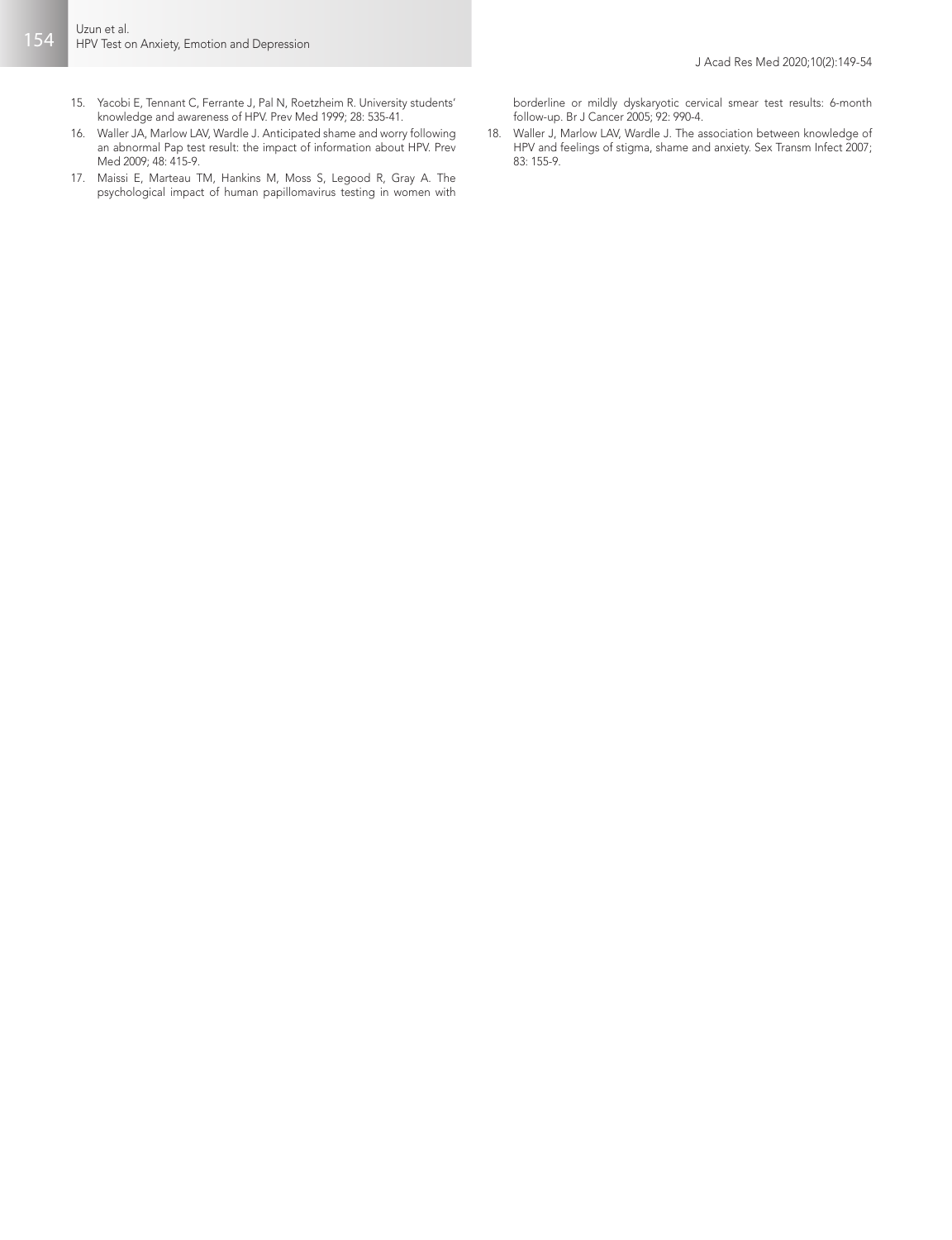15. Yacobi E, Tennant C, Ferrante J, Pal N, Roetzheim R. University students' knowledge and awareness of HPV. Prev Med 1999; 28: 535-41.
16. Waller JA, Marlow LAV, Wardle J. Anticipated shame and worry following an abnormal Pap test result: the impact of information about HPV. Prev Med 2009; 48: 415-9.
17. Maissi E, Marteau TM, Hankins M, Moss S, Legood R, Gray A. The psychological impact of human papillomavirus testing in women with borderline or mildly dyskaryotic cervical smear test results: 6-month follow-up. Br J Cancer 2005; 92: 990-4.
18. Waller J, Marlow LAV, Wardle J. The association between knowledge of HPV and feelings of stigma, shame and anxiety. Sex Transm Infect 2007; 83: 155-9.